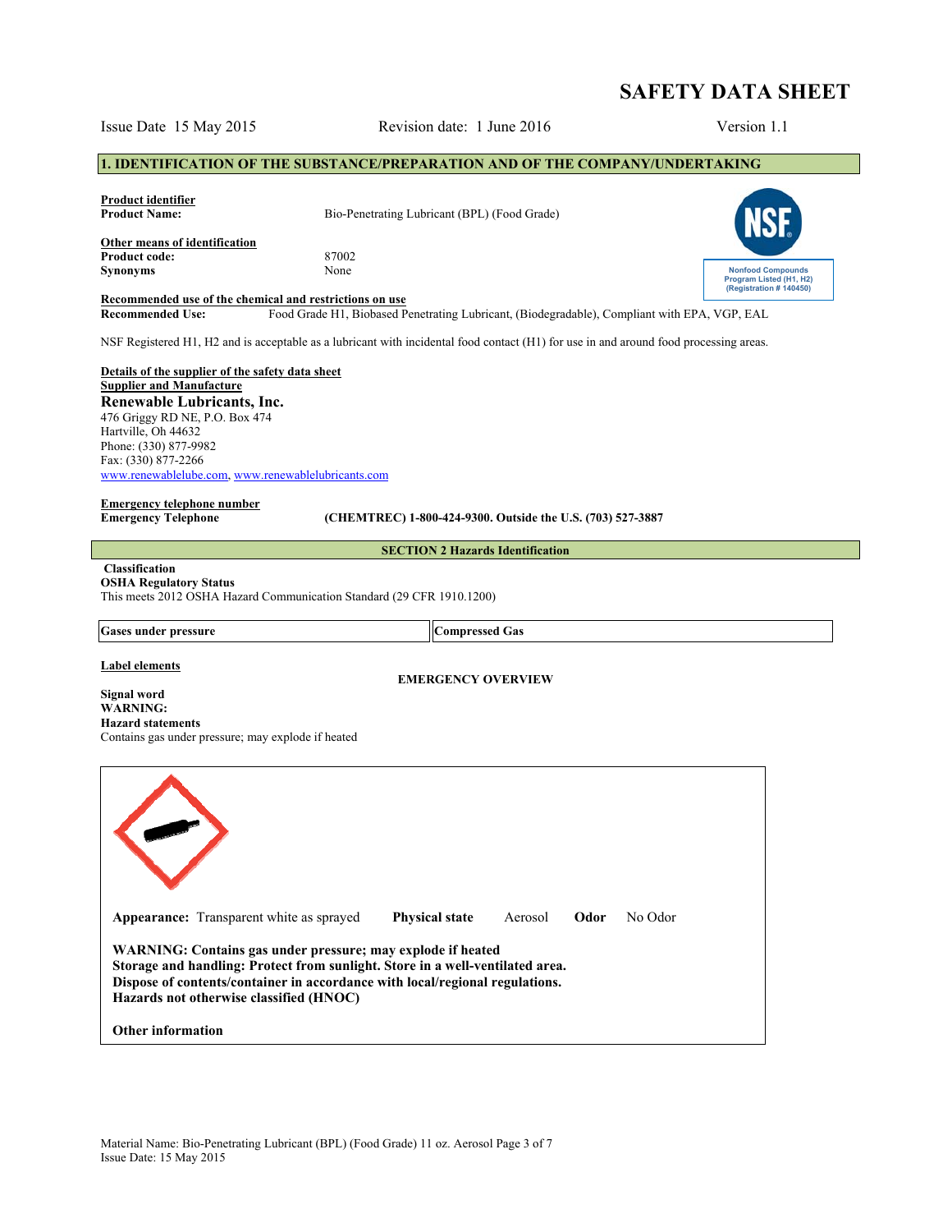# SAFETY DATA SHEET

Issue Date 15 May 2015 | Revision date: 1 June 2016 | Version 1.1

## 1. IDENTIFICATION OF THE SUBSTANCE/PREPARATION AND OF THE COMPANY/UNDERTAKING

**Product identifier**

**Product Name:** Bio-Penetrating Lubricant (BPL) (Food Grade)

NSF

Nonfood Compounds Program Listed (H1, H2) (Registration # 140450)

**Other means of identification**

**Product code:** 87002

**Synonyms** None

**Recommended use of the chemical and restrictions on use**

**Recommended Use:** Food Grade H1, Biobased Penetrating Lubricant, (Biodegradable), Compliant with EPA, VGP, EAL

NSF Registered H1, H2 and is acceptable as a lubricant with incidental food contact (H1) for use in and around food processing areas.

**Details of the supplier of the safety data sheet**

**Supplier and Manufacture**

**Renewable Lubricants, Inc.**
476 Griggy RD NE, P.O. Box 474
Hartville, Oh 44632
Phone: (330) 877-9982
Fax: (330) 877-2266
www.renewablelube.com, www.renewablelubricants.com

**Emergency telephone number**

**Emergency Telephone** **(CHEMTREC) 1-800-424-9300. Outside the U.S. (703) 527-3887**

## SECTION 2 Hazards Identification

**Classification**

**OSHA Regulatory Status**

This meets 2012 OSHA Hazard Communication Standard (29 CFR 1910.1200)

| Gases under pressure | Compressed Gas |
|---|---|

**Label elements**

**EMERGENCY OVERVIEW**

**Signal word**

**WARNING:**

**Hazard statements**

Contains gas under pressure; may explode if heated

**Appearance:** Transparent white as sprayed **Physical state** Aerosol **Odor** No Odor

**WARNING: Contains gas under pressure; may explode if heated**
**Storage and handling: Protect from sunlight. Store in a well-ventilated area.**
**Dispose of contents/container in accordance with local/regional regulations.**
**Hazards not otherwise classified (HNOC)**

**Other information**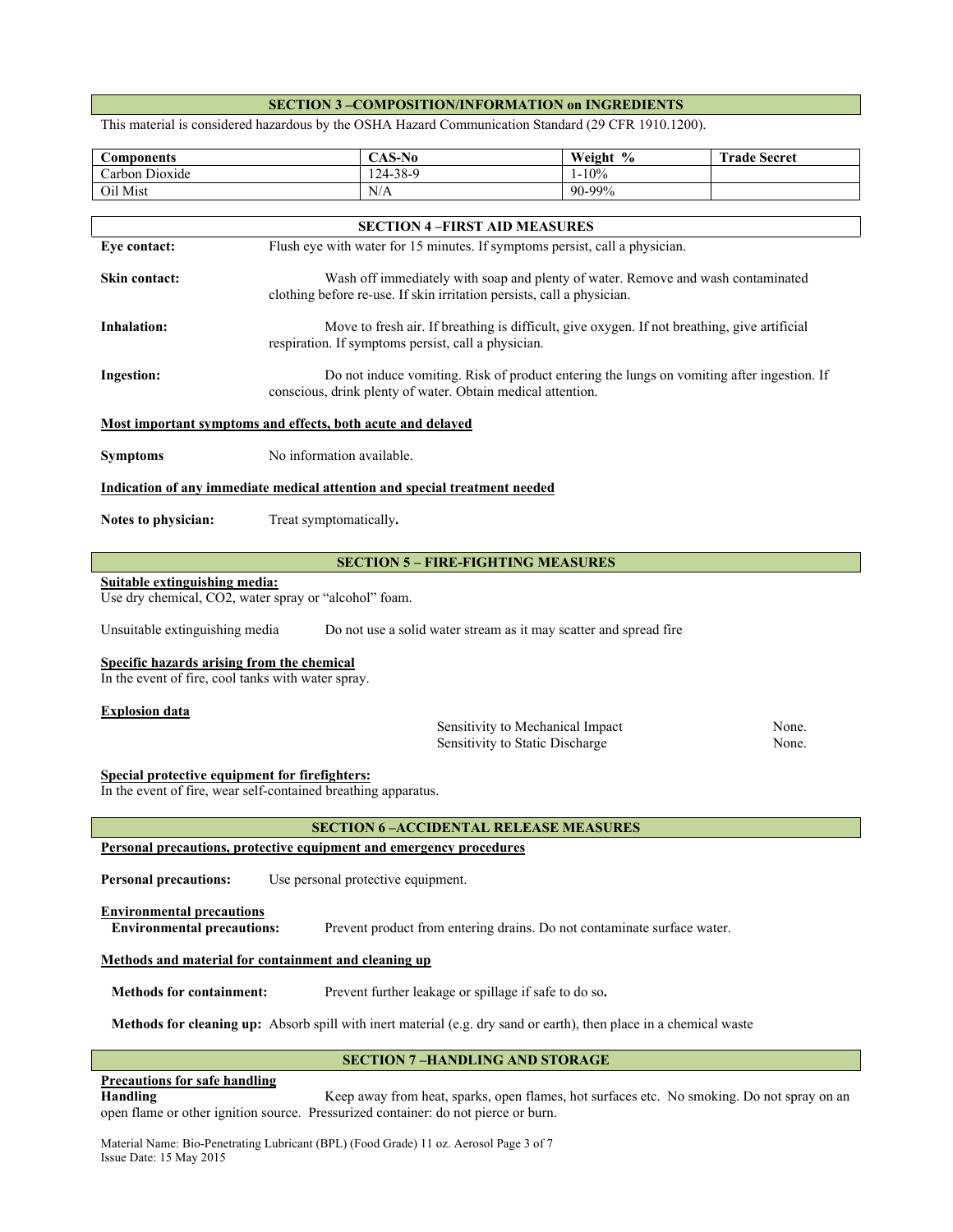## SECTION 3 –COMPOSITION/INFORMATION on INGREDIENTS

This material is considered hazardous by the OSHA Hazard Communication Standard (29 CFR 1910.1200).

| Components | CAS-No | Weight % | Trade Secret |
|---|---|---|---|
| Carbon Dioxide | 124-38-9 | 1-10% | |
| Oil Mist | N/A | 90-99% | |

## SECTION 4 –FIRST AID MEASURES

**Eye contact:** Flush eye with water for 15 minutes. If symptoms persist, call a physician.

**Skin contact:** Wash off immediately with soap and plenty of water. Remove and wash contaminated clothing before re-use. If skin irritation persists, call a physician.

**Inhalation:** Move to fresh air. If breathing is difficult, give oxygen. If not breathing, give artificial respiration. If symptoms persist, call a physician.

**Ingestion:** Do not induce vomiting. Risk of product entering the lungs on vomiting after ingestion. If conscious, drink plenty of water. Obtain medical attention.

**Most important symptoms and effects, both acute and delayed**

**Symptoms** No information available.

**Indication of any immediate medical attention and special treatment needed**

**Notes to physician:** Treat symptomatically**.**

## SECTION 5 – FIRE-FIGHTING MEASURES

**Suitable extinguishing media:**
Use dry chemical, CO2, water spray or "alcohol" foam.

Unsuitable extinguishing media Do not use a solid water stream as it may scatter and spread fire

**Specific hazards arising from the chemical**
In the event of fire, cool tanks with water spray.

**Explosion data**

| | |
|---|---|
| Sensitivity to Mechanical Impact | None. |
| Sensitivity to Static Discharge | None. |

**Special protective equipment for firefighters:**
In the event of fire, wear self-contained breathing apparatus.

## SECTION 6 –ACCIDENTAL RELEASE MEASURES

**Personal precautions, protective equipment and emergency procedures**

**Personal precautions:** Use personal protective equipment.

**Environmental precautions**
**Environmental precautions:** Prevent product from entering drains. Do not contaminate surface water.

**Methods and material for containment and cleaning up**

**Methods for containment:** Prevent further leakage or spillage if safe to do so**.**

**Methods for cleaning up:** Absorb spill with inert material (e.g. dry sand or earth), then place in a chemical waste

## SECTION 7 –HANDLING AND STORAGE

**Precautions for safe handling**
**Handling** Keep away from heat, sparks, open flames, hot surfaces etc. No smoking. Do not spray on an open flame or other ignition source. Pressurized container: do not pierce or burn.

Material Name: Bio-Penetrating Lubricant (BPL) (Food Grade) 11 oz. Aerosol
Issue Date: 15 May 2015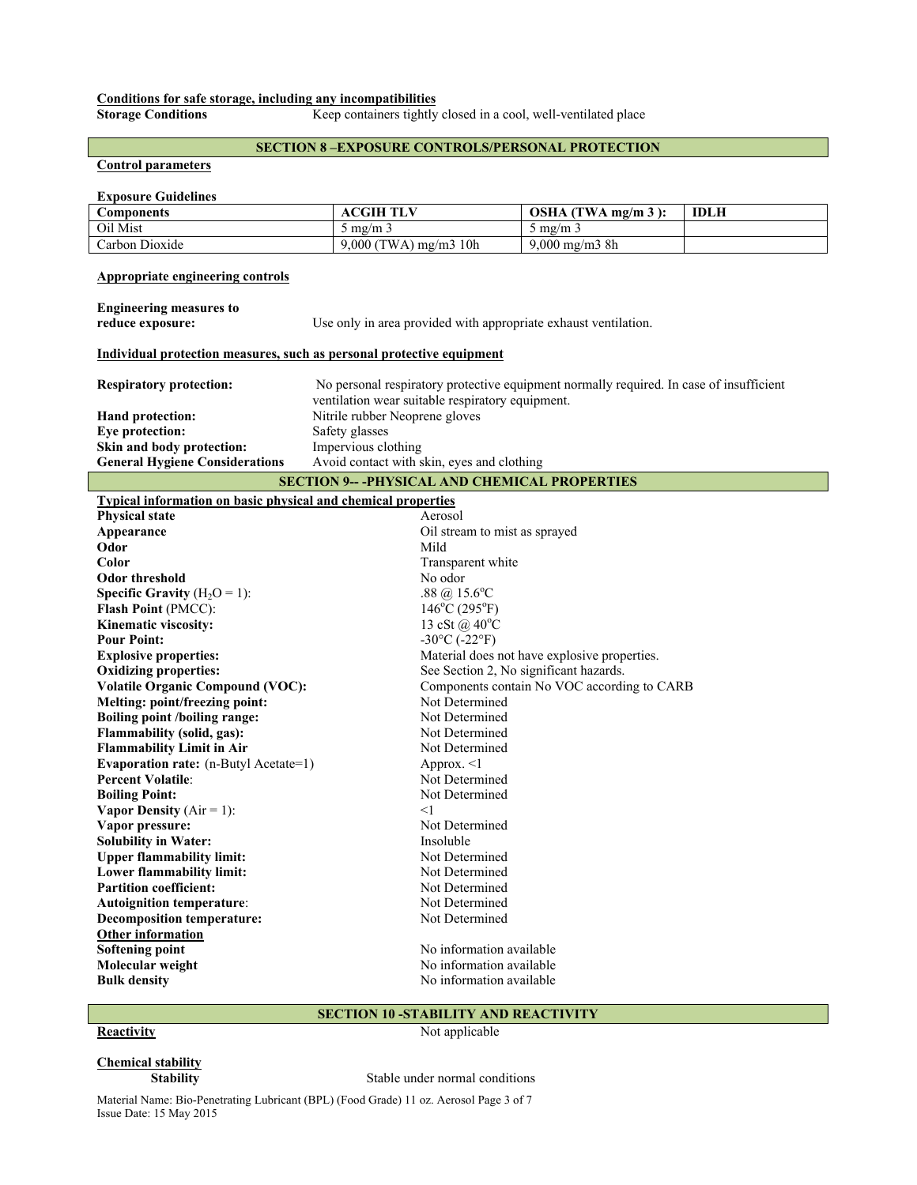**Conditions for safe storage, including any incompatibilities**

**Storage Conditions** Keep containers tightly closed in a cool, well-ventilated place

## SECTION 8 –EXPOSURE CONTROLS/PERSONAL PROTECTION

**Control parameters**

**Exposure Guidelines**

| Components | ACGIH TLV | OSHA (TWA mg/m 3 ): | IDLH |
|---|---|---|---|
| Oil Mist | 5 mg/m 3 | 5 mg/m 3 | |
| Carbon Dioxide | 9,000 (TWA) mg/m3 10h | 9,000 mg/m3 8h | |

**Appropriate engineering controls**

**Engineering measures to reduce exposure:** Use only in area provided with appropriate exhaust ventilation.

**Individual protection measures, such as personal protective equipment**

**Respiratory protection:** No personal respiratory protective equipment normally required. In case of insufficient ventilation wear suitable respiratory equipment.

**Hand protection:** Nitrile rubber Neoprene gloves

**Eye protection:** Safety glasses

**Skin and body protection:** Impervious clothing

**General Hygiene Considerations** Avoid contact with skin, eyes and clothing

## SECTION 9-- -PHYSICAL AND CHEMICAL PROPERTIES

**Typical information on basic physical and chemical properties**

**Physical state** Aerosol

**Appearance** Oil stream to mist as sprayed

**Odor** Mild

**Color** Transparent white

**Odor threshold** No odor

**Specific Gravity** ($H_2O$ = 1): .88 @ 15.6°C

**Flash Point** (PMCC): 146°C (295°F)

**Kinematic viscosity:** 13 cSt @ 40°C

**Pour Point:** -30°C (-22°F)

**Explosive properties:** Material does not have explosive properties.

**Oxidizing properties:** See Section 2, No significant hazards.

**Volatile Organic Compound (VOC):** Components contain No VOC according to CARB

**Melting: point/freezing point:** Not Determined

**Boiling point /boiling range:** Not Determined

**Flammability (solid, gas):** Not Determined

**Flammability Limit in Air** Not Determined

**Evaporation rate:** (n-Butyl Acetate=1) Approx. <1

**Percent Volatile**: Not Determined

**Boiling Point:** Not Determined

**Vapor Density** (Air = 1): <1

**Vapor pressure:** Not Determined

**Solubility in Water:** Insoluble

**Upper flammability limit:** Not Determined

**Lower flammability limit:** Not Determined

**Partition coefficient:** Not Determined

**Autoignition temperature**: Not Determined

**Decomposition temperature:** Not Determined

**Other information**

**Softening point** No information available

**Molecular weight** No information available

**Bulk density** No information available

## SECTION 10 -STABILITY AND REACTIVITY

**Reactivity** Not applicable

**Chemical stability**

**Stability** Stable under normal conditions

Material Name: Bio-Penetrating Lubricant (BPL) (Food Grade) 11 oz. Aerosol Page 3 of 7
Issue Date: 15 May 2015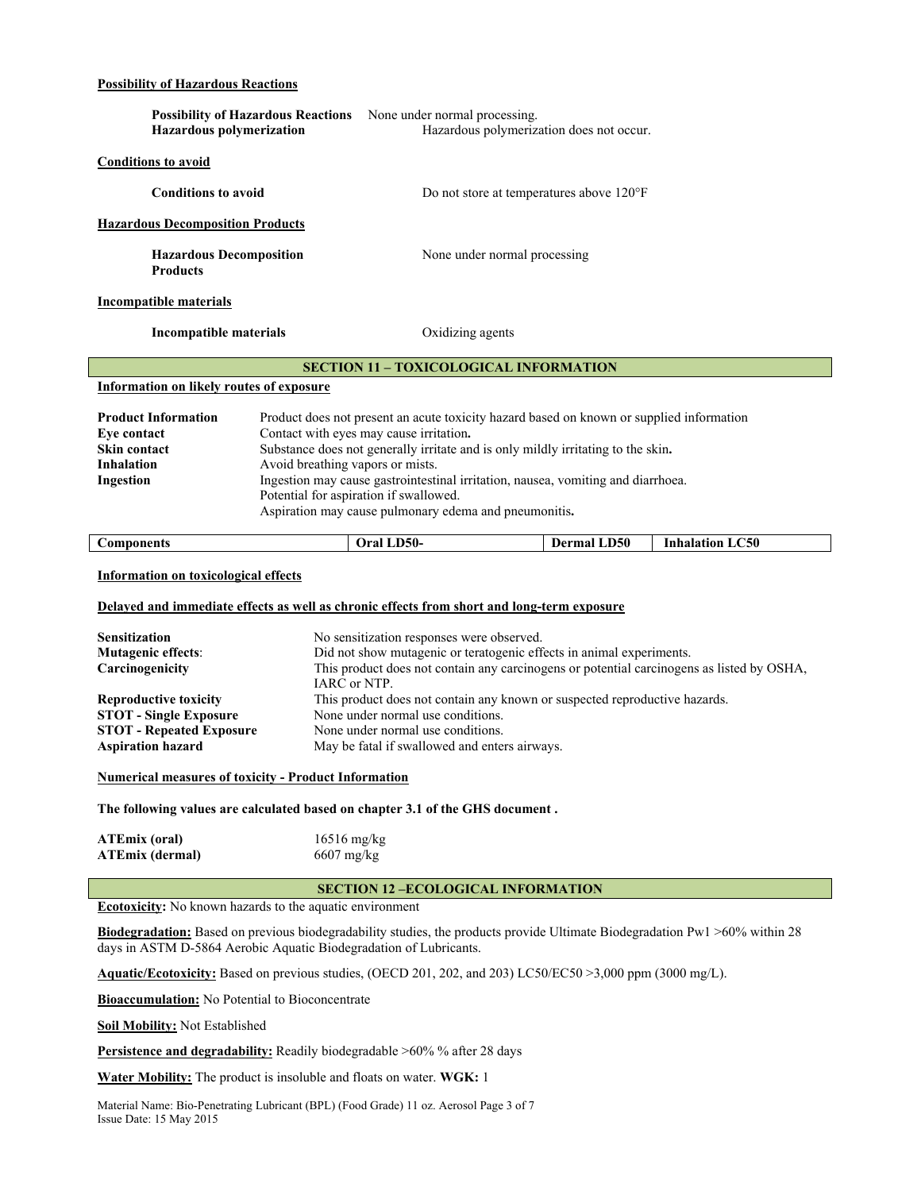**Possibility of Hazardous Reactions**

| | |
|---|---|
| **Possibility of Hazardous Reactions** | None under normal processing. |
| **Hazardous polymerization** | Hazardous polymerization does not occur. |

**Conditions to avoid**

| | |
|---|---|
| **Conditions to avoid** | Do not store at temperatures above 120°F |

**Hazardous Decomposition Products**

| | |
|---|---|
| **Hazardous Decomposition Products** | None under normal processing |

**Incompatible materials**

| | |
|---|---|
| **Incompatible materials** | Oxidizing agents |

## SECTION 11 – TOXICOLOGICAL INFORMATION

**Information on likely routes of exposure**

| | |
|---|---|
| **Product Information** | Product does not present an acute toxicity hazard based on known or supplied information |
| **Eye contact** | Contact with eyes may cause irritation. |
| **Skin contact** | Substance does not generally irritate and is only mildly irritating to the skin. |
| **Inhalation** | Avoid breathing vapors or mists. |
| **Ingestion** | Ingestion may cause gastrointestinal irritation, nausea, vomiting and diarrhoea.<br>Potential for aspiration if swallowed.<br>Aspiration may cause pulmonary edema and pneumonitis. |

| Components | Oral LD50- | Dermal LD50 | Inhalation LC50 |
|---|---|---|---|

**Information on toxicological effects**

**Delayed and immediate effects as well as chronic effects from short and long-term exposure**

| | |
|---|---|
| **Sensitization** | No sensitization responses were observed. |
| **Mutagenic effects**: | Did not show mutagenic or teratogenic effects in animal experiments. |
| **Carcinogenicity** | This product does not contain any carcinogens or potential carcinogens as listed by OSHA, IARC or NTP. |
| **Reproductive toxicity** | This product does not contain any known or suspected reproductive hazards. |
| **STOT - Single Exposure** | None under normal use conditions. |
| **STOT - Repeated Exposure** | None under normal use conditions. |
| **Aspiration hazard** | May be fatal if swallowed and enters airways. |

**Numerical measures of toxicity - Product Information**

**The following values are calculated based on chapter 3.1 of the GHS document .**

| | |
|---|---|
| **ATEmix (oral)** | 16516 mg/kg |
| **ATEmix (dermal)** | 6607 mg/kg |

## SECTION 12 –ECOLOGICAL INFORMATION

**Ecotoxicity:** No known hazards to the aquatic environment

**Biodegradation:** Based on previous biodegradability studies, the products provide Ultimate Biodegradation Pw1 >60% within 28 days in ASTM D-5864 Aerobic Aquatic Biodegradation of Lubricants.

**Aquatic/Ecotoxicity:** Based on previous studies, (OECD 201, 202, and 203) LC50/EC50 >3,000 ppm (3000 mg/L).

**Bioaccumulation:** No Potential to Bioconcentrate

**Soil Mobility:** Not Established

**Persistence and degradability:** Readily biodegradable >60% % after 28 days

**Water Mobility:** The product is insoluble and floats on water. **WGK:** 1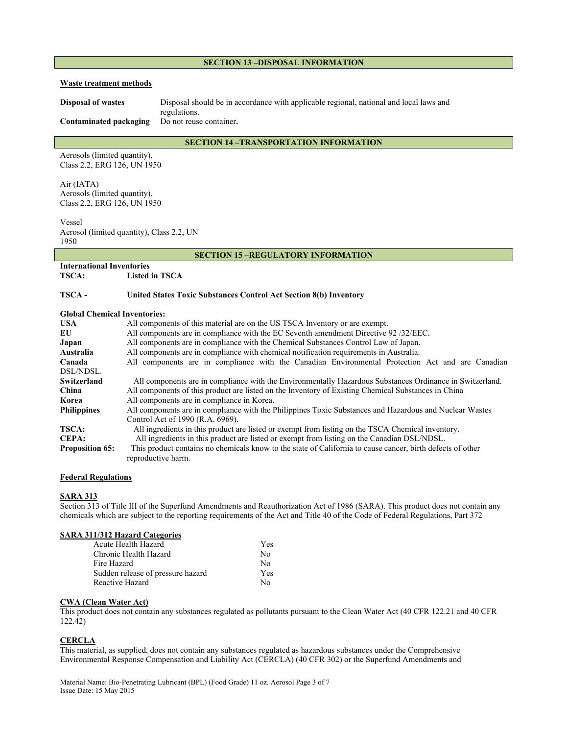## SECTION 13 –DISPOSAL INFORMATION

**Waste treatment methods**

**Disposal of wastes** Disposal should be in accordance with applicable regional, national and local laws and regulations.

**Contaminated packaging** Do not reuse container**.**

## SECTION 14 –TRANSPORTATION INFORMATION

Aerosols (limited quantity), Class 2.2, ERG 126, UN 1950

Air (IATA)
Aerosols (limited quantity), Class 2.2, ERG 126, UN 1950

Vessel
Aerosol (limited quantity), Class 2.2, UN 1950

## SECTION 15 –REGULATORY INFORMATION

**International Inventories**

**TSCA:** **Listed in TSCA**

**TSCA -** **United States Toxic Substances Control Act Section 8(b) Inventory**

**Global Chemical Inventories:**

| | |
|---|---|
| **USA** | All components of this material are on the US TSCA Inventory or are exempt. |
| **EU** | All components are in compliance with the EC Seventh amendment Directive 92 /32/EEC. |
| **Japan** | All components are in compliance with the Chemical Substances Control Law of Japan. |
| **Australia** | All components are in compliance with chemical notification requirements in Australia. |
| **Canada** | All components are in compliance with the Canadian Environmental Protection Act and are Canadian DSL/NDSL. |
| **Switzerland** | All components are in compliance with the Environmentally Hazardous Substances Ordinance in Switzerland. |
| **China** | All components of this product are listed on the Inventory of Existing Chemical Substances in China |
| **Korea** | All components are in compliance in Korea. |
| **Philippines** | All components are in compliance with the Philippines Toxic Substances and Hazardous and Nuclear Wastes Control Act of 1990 (R.A. 6969). |
| **TSCA:** | All ingredients in this product are listed or exempt from listing on the TSCA Chemical inventory. |
| **CEPA:** | All ingredients in this product are listed or exempt from listing on the Canadian DSL/NDSL. |
| **Proposition 65:** | This product contains no chemicals know to the state of California to cause cancer, birth defects of other reproductive harm. |

**Federal Regulations**

**SARA 313**

Section 313 of Title III of the Superfund Amendments and Reauthorization Act of 1986 (SARA). This product does not contain any chemicals which are subject to the reporting requirements of the Act and Title 40 of the Code of Federal Regulations, Part 372

**SARA 311/312 Hazard Categories**

| | |
|---|---|
| Acute Health Hazard | Yes |
| Chronic Health Hazard | No |
| Fire Hazard | No |
| Sudden release of pressure hazard | Yes |
| Reactive Hazard | No |

**CWA (Clean Water Act)**

This product does not contain any substances regulated as pollutants pursuant to the Clean Water Act (40 CFR 122.21 and 40 CFR 122.42)

**CERCLA**

This material, as supplied, does not contain any substances regulated as hazardous substances under the Comprehensive Environmental Response Compensation and Liability Act (CERCLA) (40 CFR 302) or the Superfund Amendments and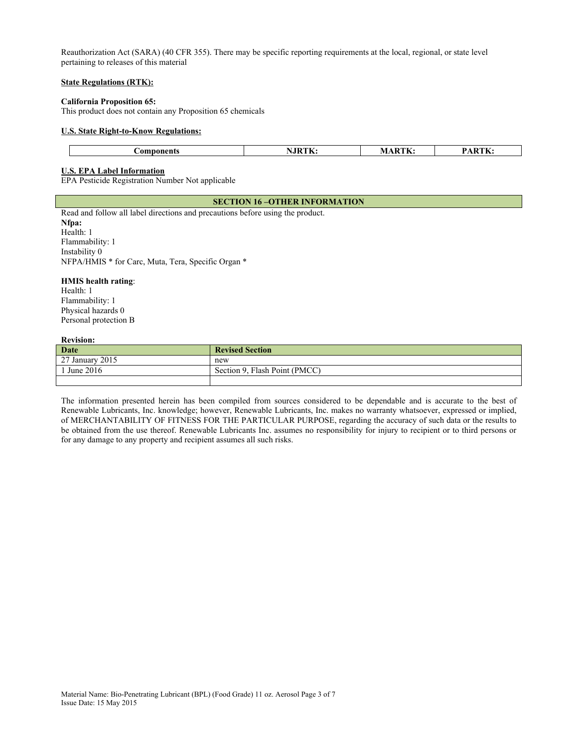Reauthorization Act (SARA) (40 CFR 355). There may be specific reporting requirements at the local, regional, or state level pertaining to releases of this material

**State Regulations (RTK):**

**California Proposition 65:**
This product does not contain any Proposition 65 chemicals

**U.S. State Right-to-Know Regulations:**

| Components | NJRTK: | MARTK: | PARTK: |
|---|---|---|---|

**U.S. EPA Label Information**
EPA Pesticide Registration Number Not applicable

## SECTION 16 –OTHER INFORMATION

Read and follow all label directions and precautions before using the product.

**Nfpa:**
Health: 1
Flammability: 1
Instability 0
NFPA/HMIS * for Carc, Muta, Tera, Specific Organ *

**HMIS health rating**:
Health: 1
Flammability: 1
Physical hazards 0
Personal protection B

**Revision:**

| Date | Revised Section |
|---|---|
| 27 January 2015 | new |
| 1 June 2016 | Section 9, Flash Point (PMCC) |
| | |

The information presented herein has been compiled from sources considered to be dependable and is accurate to the best of Renewable Lubricants, Inc. knowledge; however, Renewable Lubricants, Inc. makes no warranty whatsoever, expressed or implied, of MERCHANTABILITY OF FITNESS FOR THE PARTICULAR PURPOSE, regarding the accuracy of such data or the results to be obtained from the use thereof. Renewable Lubricants Inc. assumes no responsibility for injury to recipient or to third persons or for any damage to any property and recipient assumes all such risks.